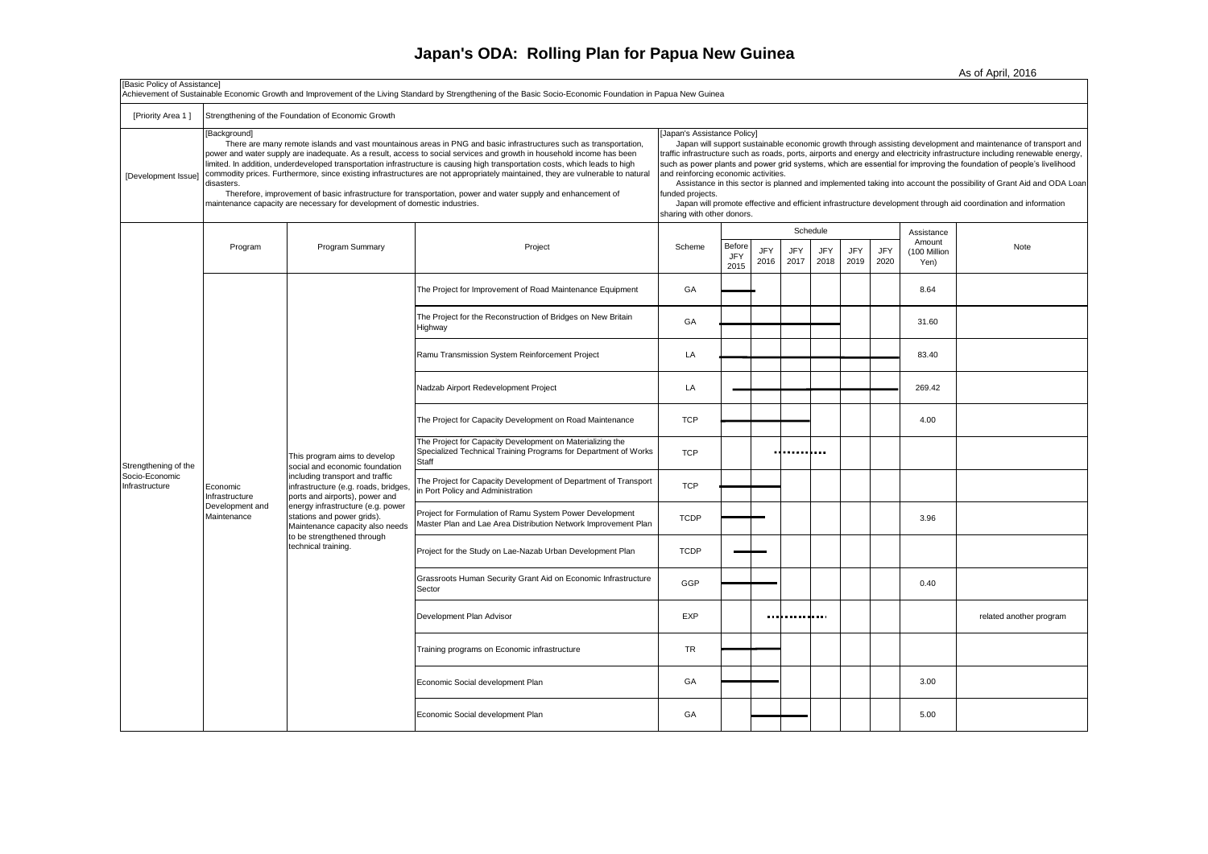# Japan's ODA: Rolling Plan for Papua New Guinea

As of April, 2016

**[Basic Policy of Assistance]**

Achievement of Sustainable Economic Growth and Improvement of the Living Standard by Strengthening of the Basic Socio-Economic Foundation in Papua New Guinea

**[Priority Area 1 ]** Strengthening of the Foundation of Economic Growth

**[Development Issue]**

[Background]

There are many remote islands and vast mountainous areas in PNG and basic infrastructures such as transportation, power and water supply are inadequate. As a result, access to social services and growth in household income has been limited. In addition, underdeveloped transportation infrastructure is causing high transportation costs, which leads to high commodity prices. Furthermore, since existing infrastructures are not appropriately maintained, they are vulnerable to natural disasters.

Therefore, improvement of basic infrastructure for transportation, power and water supply and enhancement of maintenance capacity are necessary for development of domestic industries.

[Japan's Assistance Policy]

Japan will support sustainable economic growth through assisting development and maintenance of transport and traffic infrastructure such as roads, ports, airports and energy and electricity infrastructure including renewable energy, such as power plants and power grid systems, which are essential for improving the foundation of people's livelihood and reinforcing economic activities.

Assistance in this sector is planned and implemented taking into account the possibility of Grant Aid and ODA Loan funded projects.

Japan will promote effective and efficient infrastructure development through aid coordination and information sharing with other donors.

| | Program | Program Summary | Project | Scheme | Schedule: Before JFY 2015 | JFY 2016 | JFY 2017 | JFY 2018 | JFY 2019 | JFY 2020 | Assistance Amount (100 Million Yen) | Note |
|---|---|---|---|---|---|---|---|---|---|---|---|---|
| Strengthening of the Socio-Economic Infrastructure | Economic Infrastructure Development and Maintenance | This program aims to develop social and economic foundation including transport and traffic infrastructure (e.g. roads, bridges, ports and airports), power and energy infrastructure (e.g. power stations and power grids). Maintenance capacity also needs to be strengthened through technical training. | The Project for Improvement of Road Maintenance Equipment | GA | ━ | | | | | | 8.64 | |
| | | | The Project for the Reconstruction of Bridges on New Britain Highway | GA | ━ | ━ | ━ | ━ | | | 31.60 | |
| | | | Ramu Transmission System Reinforcement Project | LA | ━ | ━ | ━ | ━ | ━ | ━ | 83.40 | |
| | | | Nadzab Airport Redevelopment Project | LA | ━ | ━ | ━ | ━ | ━ | ━ | 269.42 | |
| | | | The Project for Capacity Development on Road Maintenance | TCP | ━ | ━ | ━ | | | | 4.00 | |
| | | | The Project for Capacity Development on Materializing the Specialized Technical Training Programs for Department of Works Staff | TCP | | ┅ | ┅ | ┅ | | | | |
| | | | The Project for Capacity Development of Department of Transport in Port Policy and Administration | TCP | ━ | ━ | | | | | | |
| | | | Project for Formulation of Ramu System Power Development Master Plan and Lae Area Distribution Network Improvement Plan | TCDP | ━ | ━ | | | | | 3.96 | |
| | | | Project for the Study on Lae-Nazab Urban Development Plan | TCDP | ━ | ━ | | | | | | |
| | | | Grassroots Human Security Grant Aid on Economic Infrastructure Sector | GGP | ━ | ━ | | | | | 0.40 | |
| | | | Development Plan Advisor | EXP | | ┅ | ┅ | ┅ | | | | related another program |
| | | | Training programs on Economic infrastructure | TR | ━ | ━ | | | | | | |
| | | | Economic Social development Plan | GA | ━ | ━ | | | | | 3.00 | |
| | | | Economic Social development Plan | GA | | ━ | ━ | | | | 5.00 | |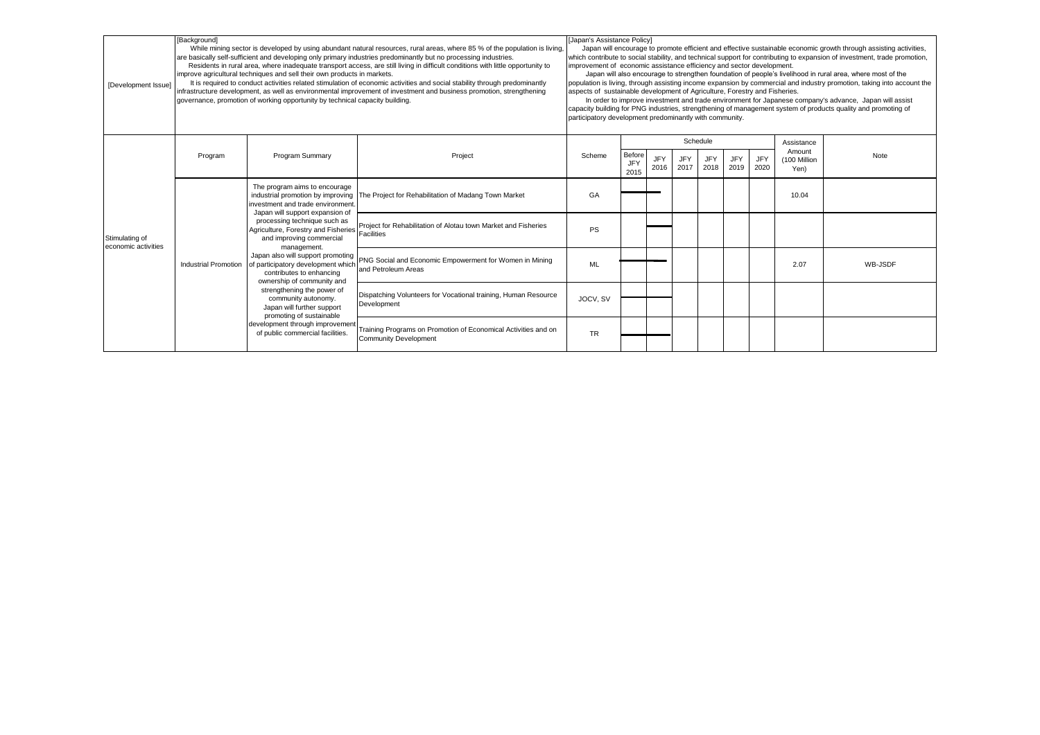| [Development Issue] | [Background]<br>While mining sector is developed by using abundant natural resources, rural areas, where 85 % of the population is living, are basically self-sufficient and developing only primary industries predominantly but no processing industries.<br>Residents in rural area, where inadequate transport access, are still living in difficult conditions with little opportunity to improve agricultural techniques and sell their own products in markets.<br>It is required to conduct activities related stimulation of economic activities and social stability through predominantly infrastructure development, as well as environmental improvement of investment and business promotion, strengthening governance, promotion of working opportunity by technical capacity building. | [Japan's Assistance Policy]<br>Japan will encourage to promote efficient and effective sustainable economic growth through assisting activities, which contribute to social stability, and technical support for contributing to expansion of investment, trade promotion, improvement of economic assistance efficiency and sector development.<br>Japan will also encourage to strengthen foundation of people's livelihood in rural area, where most of the population is living, through assisting income expansion by commercial and industry promotion, taking into account the aspects of sustainable development of Agriculture, Forestry and Fisheries.<br>In order to improve investment and trade environment for Japanese company's advance, Japan will assist capacity building for PNG industries, strengthening of management system of products quality and promoting of participatory development predominantly with community. |
|---|---|---|

| | Program | Program Summary | Project | Scheme | Schedule: Before JFY 2015 | JFY 2016 | JFY 2017 | JFY 2018 | JFY 2019 | JFY 2020 | Assistance Amount (100 Million Yen) | Note |
|---|---|---|---|---|---|---|---|---|---|---|---|---|
| Stimulating of economic activities | Industrial Promotion | The program aims to encourage industrial promotion by improving investment and trade environment. Japan will support expansion of processing technique such as Agriculture, Forestry and Fisheries and improving commercial management. Japan also will support promoting of participatory development which contributes to enhancing ownership of community and strengthening the power of community autonomy. Japan will further support promoting of sustainable development through improvement of public commercial facilities. | The Project for Rehabilitation of Madang Town Market | GA | ━ | | | | | | 10.04 | |
| | | | Project for Rehabilitation of Alotau town Market and Fisheries Facilities | PS | | ━ | | | | | | |
| | | | PNG Social and Economic Empowerment for Women in Mining and Petroleum Areas | ML | ━ | ━ | | | | | 2.07 | WB-JSDF |
| | | | Dispatching Volunteers for Vocational training, Human Resource Development | JOCV, SV | ━ | ━ | | | | | | |
| | | | Training Programs on Promotion of Economical Activities and on Community Development | TR | ━ | ━ | | | | | | |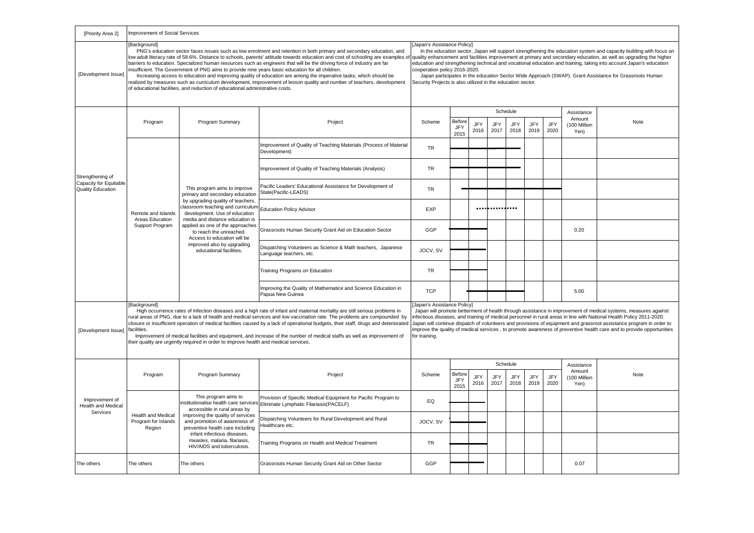| [Priority Area 2] | Improvement of Social Services | | | | | | | | | | | |
|---|---|---|---|---|---|---|---|---|---|---|---|---|
| [Development Issue] | [Background]<br>PNG's education sector faces issues such as low enrolment and retention in both primary and secondary education, and low adult literacy rate of 58.6%. Distance to schools, parents' attitude towards education and cost of schooling are examples of barriers to education. Specialized human resources such as engineers that will be the driving force of industry are far insufficient. The Government of PNG aims to provide nine years basic education for all children.<br>Increasing access to education and improving quality of education are among the imperative tasks, which should be realized by measures such as curriculum development, improvement of lesson quality and number of teachers, development of educational facilities, and reduction of educational administrative costs. | | | [Japan's Assistance Policy]<br>In the education sector, Japan will support strengthening the education system and capacity building with focus on quality enhancement and facilities improvement at primary and secondary education, as well as upgrading the higher education and strengthening technical and vocational education and training, taking into account Japan's education cooperation policy 2016-2020.<br>Japan participates in the education Sector Wide Approach (SWAP). Grant Assistance for Grassroots Human Security Projects is also utilized in the education sector. | | | | | | | | |
| Strengthening of Capacity for Equitable Quality Education | Program | Program Summary | Project | Scheme | Schedule: Before JFY 2015 | JFY 2016 | JFY 2017 | JFY 2018 | JFY 2019 | JFY 2020 | Assistance Amount (100 Million Yen) | Note |
| | Remote and Islands Areas Education Support Program | This program aims to improve primary and secondary education by upgrading quality of teachers, classroom teaching and curriculum development. Use of education media and distance education is applied as one of the approaches to reach the unreached. Access to education will be improved also by upgrading educational facilities. | Improvement of Quality of Teaching Materials (Process of Material Development) | TR | | — | — | — | | | | |
| | | | Improvement of Quality of Teaching Materials (Analysis) | TR | | — | — | — | | | | |
| | | | Pacific Leaders' Educational Assistance for Development of State(Pacific-LEADS) | TR | — | — | — | — | — | — | | |
| | | | Education Policy Advisor | EXP | | ··· | ··· | ··· | | | | |
| | | | Grassroots Human Security Grant Aid on Education Sector | GGP | — | — | | | | | 0.20 | |
| | | | Dispatching Volunteers as Science & Math teachers, Japanese Language teachers, etc. | JOCV, SV | — | — | | | | | | |
| | | | Training Programs on Education | TR | — | — | | | | | | |
| | | | Improving the Quality of Mathematice and Science Education in Papua New Guinea | TCP | | — | — | — | | | 5.00 | |
| [Development Issue] | [Background]<br>High occurrence rates of Infection diseases and a high rate of infant and maternal mortality are still serious problems in rural areas of PNG, due to a lack of health and medical services and low vaccination rate. The problems are compounded by closure or insufficient operation of medical facilities caused by a lack of operational budgets, their staff, drugs and deteriorated facilities.<br>Improvement of medical facilities and equipment, and increase of the number of medical staffs as well as improvement of their quality are urgently required in order to improve health and medical services. | | | [Japan's Assistance Policy]<br>Japan will promote betterment of health through assistance in improvement of medical systems, measures against infectious diseases, and training of medical personnel in rural areas in line with National Health Policy 2011-2020. Japan will continue dispatch of volunteers and provisions of equipment and grassroot assistance program in order to improve the quality of medical services , to promote awareness of preventive health care and to provide opportunities for training. | | | | | | | | |
| Improvement of Health and Medical Services | Program | Program Summary | Project | Scheme | Schedule: Before JFY 2015 | JFY 2016 | JFY 2017 | JFY 2018 | JFY 2019 | JFY 2020 | Assistance Amount (100 Million Yen) | Note |
| | Health and Medical Program for Islands Region | This program aims to institutionalise health care services accessible in rural areas by improving the quality of services and promotion of awareness of preventive health care including infant infectious diseases, measles, malaria, filariasis, HIV/AIDS and tuberculosis. | Provision of Specific Medical Equipment for Pacific Program to Eliminate Lymphatic Filariasis(PACELF) | EQ | — | — | | | | | | |
| | | | Dispatching Volunteers for Rural Development and Rural Healthcare etc. | JOCV, SV | | | | | | | | |
| | | | Training Programs on Health and Medical Treatment | TR | — | — | | | | | | |
| The others | The others | The others | Grassroots Human Security Grant Aid on Other Sector | GGP | — | — | | | | | 0.07 | |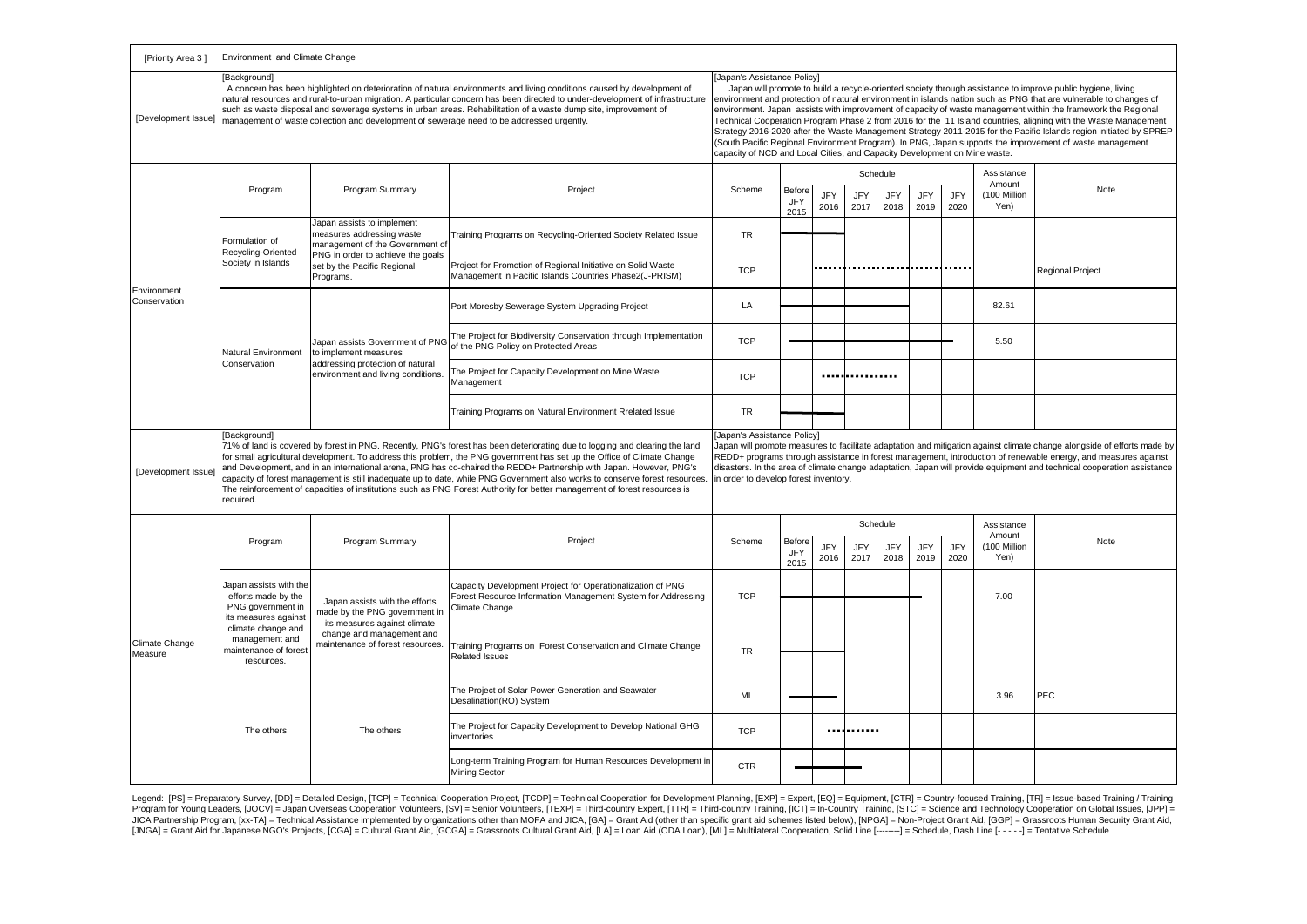| [Priority Area 3 ] | Environment and Climate Change | | | | | | | | | | | |
|---|---|---|---|---|---|---|---|---|---|---|---|---|
| [Development Issue] | [Background] A concern has been highlighted on deterioration of natural environments and living conditions caused by development of natural resources and rural-to-urban migration. A particular concern has been directed to under-development of infrastructure such as waste disposal and sewerage systems in urban areas. Rehabilitation of a waste dump site, improvement of management of waste collection and development of sewerage need to be addressed urgently. | | | [Japan's Assistance Policy] Japan will promote to build a recycle-oriented society through assistance to improve public hygiene, living environment and protection of natural environment in islands nation such as PNG that are vulnerable to changes of environment. Japan assists with improvement of capacity of waste management within the framework the Regional Technical Cooperation Program Phase 2 from 2016 for the 11 Island countries, aligning with the Waste Management Strategy 2016-2020 after the Waste Management Strategy 2011-2015 for the Pacific Islands region initiated by SPREP (South Pacific Regional Environment Program). In PNG, Japan supports the improvement of waste management capacity of NCD and Local Cities, and Capacity Development on Mine waste. | | | | | | | | |
| | Program | Program Summary | Project | Scheme | Schedule: Before JFY 2015 | JFY 2016 | JFY 2017 | JFY 2018 | JFY 2019 | JFY 2020 | Assistance Amount (100 Million Yen) | Note |
| Environment Conservation | Formulation of Recycling-Oriented Society in Islands | Japan assists to implement measures addressing waste management of the Government of PNG in order to achieve the goals set by the Pacific Regional Programs. | Training Programs on Recycling-Oriented Society Related Issue | TR | | | | | | | | |
| | | | Project for Promotion of Regional Initiative on Solid Waste Management in Pacific Islands Countries Phase2(J-PRISM) | TCP | | | | | | | | Regional Project |
| | Natural Environment Conservation | Japan assists Government of PNG to implement measures addressing protection of natural environment and living conditions. | Port Moresby Sewerage System Upgrading Project | LA | | | | | | | 82.61 | |
| | | | The Project for Biodiversity Conservation through Implementation of the PNG Policy on Protected Areas | TCP | | | | | | | 5.50 | |
| | | | The Project for Capacity Development on Mine Waste Management | TCP | | | | | | | | |
| | | | Training Programs on Natural Environment Rrelated Issue | TR | | | | | | | | |
| [Development Issue] | [Background] 71% of land is covered by forest in PNG. Recently, PNG's forest has been deteriorating due to logging and clearing the land for small agricultural development. To address this problem, the PNG government has set up the Office of Climate Change and Development, and in an international arena, PNG has co-chaired the REDD+ Partnership with Japan. However, PNG's capacity of forest management is still inadequate up to date, while PNG Government also works to conserve forest resources. The reinforcement of capacities of institutions such as PNG Forest Authority for better management of forest resources is required. | | | [Japan's Assistance Policy] Japan will promote measures to facilitate adaptation and mitigation against climate change alongside of efforts made by REDD+ programs through assistance in forest management, introduction of renewable energy, and measures against disasters. In the area of climate change adaptation, Japan will provide equipment and technical cooperation assistance in order to develop forest inventory. | | | | | | | | |
| | Program | Program Summary | Project | Scheme | Schedule: Before JFY 2015 | JFY 2016 | JFY 2017 | JFY 2018 | JFY 2019 | JFY 2020 | Assistance Amount (100 Million Yen) | Note |
| Climate Change Measure | Japan assists with the efforts made by the PNG government in its measures against climate change and management and maintenance of forest resources. | Japan assists with the efforts made by the PNG government in its measures against climate change and management and maintenance of forest resources. | Capacity Development Project for Operationalization of PNG Forest Resource Information Management System for Addressing Climate Change | TCP | | | | | | | 7.00 | |
| | | | Training Programs on Forest Conservation and Climate Change Related Issues | TR | | | | | | | | |
| | The others | The others | The Project of Solar Power Generation and Seawater Desalination(RO) System | ML | | | | | | | 3.96 | PEC |
| | | | The Project for Capacity Development to Develop National GHG inventories | TCP | | | | | | | | |
| | | | Long-term Training Program for Human Resources Development in Mining Sector | CTR | | | | | | | | |

Legend: [PS] = Preparatory Survey, [DD] = Detailed Design, [TCP] = Technical Cooperation Project, [TCDP] = Technical Cooperation for Development Planning, [EXP] = Expert, [EQ] = Equipment, [CTR] = Country-focused Training, [TR] = Issue-based Training / Training Program for Young Leaders, [JOCV] = Japan Overseas Cooperation Volunteers, [SV] = Senior Volunteers, [TEXP] = Third-country Expert, [TTR] = Third-country Training, [ICT] = In-Country Training, [STC] = Science and Technology Cooperation on Global Issues, [JPP] = JICA Partnership Program, [xx-TA] = Technical Assistance implemented by organizations other than MOFA and JICA, [GA] = Grant Aid (other than specific grant aid schemes listed below), [NPGA] = Non-Project Grant Aid, [GGP] = Grassroots Human Security Grant Aid, [JNGA] = Grant Aid for Japanese NGO's Projects, [CGA] = Cultural Grant Aid, [GCGA] = Grassroots Cultural Grant Aid, [LA] = Loan Aid (ODA Loan), [ML] = Multilateral Cooperation, Solid Line [--------] = Schedule, Dash Line [- - - - -] = Tentative Schedule